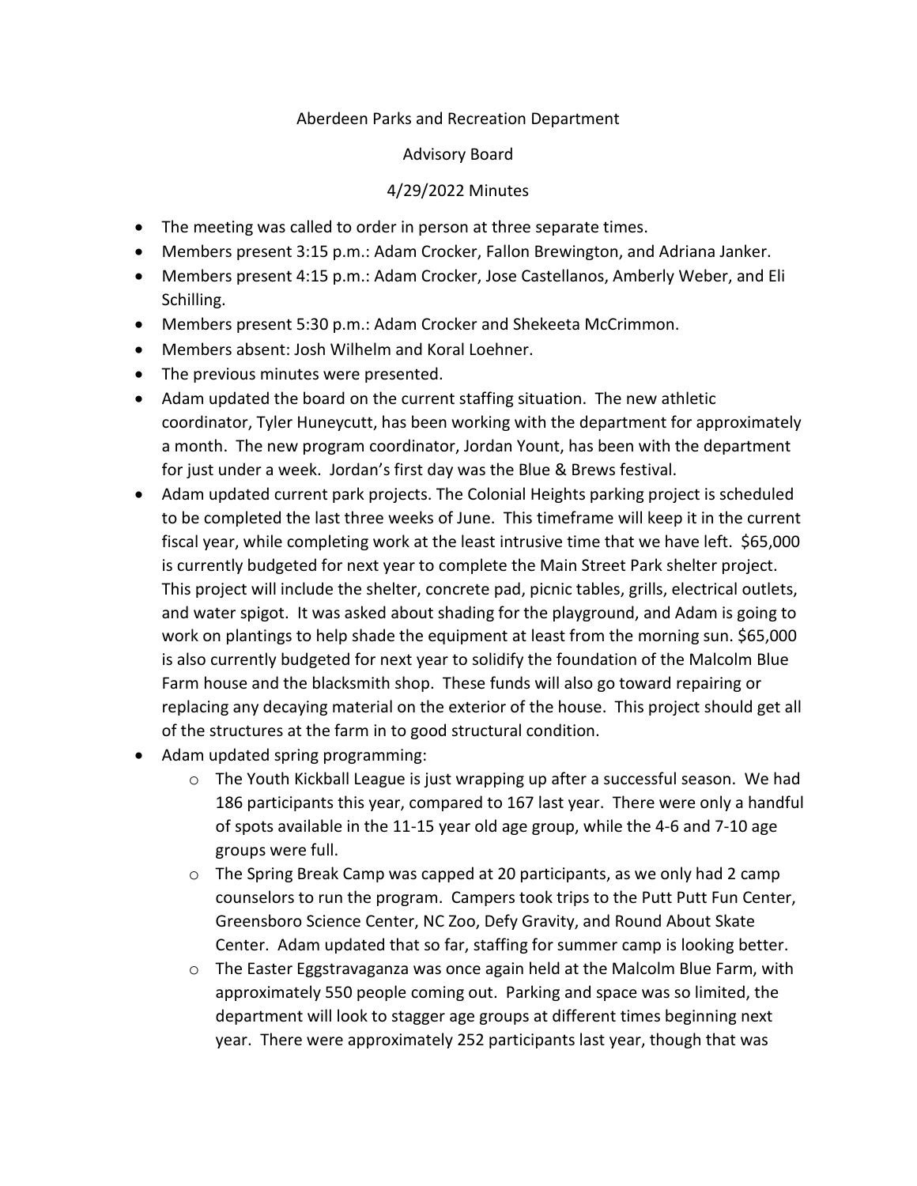Aberdeen Parks and Recreation Department

Advisory Board

4/29/2022 Minutes

- The meeting was called to order in person at three separate times.
- Members present 3:15 p.m.: Adam Crocker, Fallon Brewington, and Adriana Janker.
- Members present 4:15 p.m.: Adam Crocker, Jose Castellanos, Amberly Weber, and Eli Schilling.
- Members present 5:30 p.m.: Adam Crocker and Shekeeta McCrimmon.
- Members absent: Josh Wilhelm and Koral Loehner.
- The previous minutes were presented.
- Adam updated the board on the current staffing situation. The new athletic coordinator, Tyler Huneycutt, has been working with the department for approximately a month. The new program coordinator, Jordan Yount, has been with the department for just under a week. Jordan's first day was the Blue & Brews festival.
- Adam updated current park projects. The Colonial Heights parking project is scheduled to be completed the last three weeks of June. This timeframe will keep it in the current fiscal year, while completing work at the least intrusive time that we have left. $65,000 is currently budgeted for next year to complete the Main Street Park shelter project. This project will include the shelter, concrete pad, picnic tables, grills, electrical outlets, and water spigot. It was asked about shading for the playground, and Adam is going to work on plantings to help shade the equipment at least from the morning sun. $65,000 is also currently budgeted for next year to solidify the foundation of the Malcolm Blue Farm house and the blacksmith shop. These funds will also go toward repairing or replacing any decaying material on the exterior of the house. This project should get all of the structures at the farm in to good structural condition.
- Adam updated spring programming:
  - The Youth Kickball League is just wrapping up after a successful season. We had 186 participants this year, compared to 167 last year. There were only a handful of spots available in the 11-15 year old age group, while the 4-6 and 7-10 age groups were full.
  - The Spring Break Camp was capped at 20 participants, as we only had 2 camp counselors to run the program. Campers took trips to the Putt Putt Fun Center, Greensboro Science Center, NC Zoo, Defy Gravity, and Round About Skate Center. Adam updated that so far, staffing for summer camp is looking better.
  - The Easter Eggstravaganza was once again held at the Malcolm Blue Farm, with approximately 550 people coming out. Parking and space was so limited, the department will look to stagger age groups at different times beginning next year. There were approximately 252 participants last year, though that was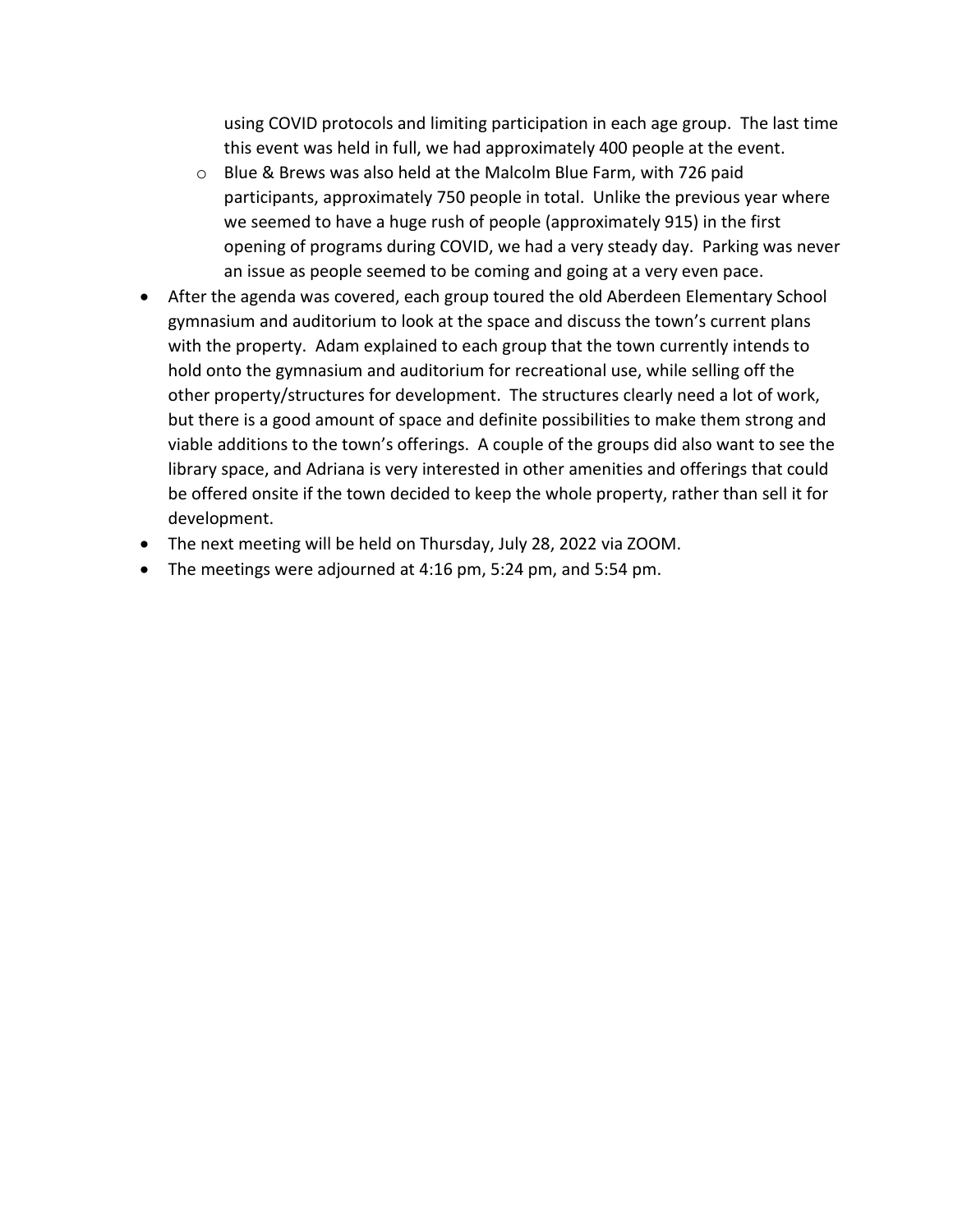using COVID protocols and limiting participation in each age group. The last time this event was held in full, we had approximately 400 people at the event.
  - Blue & Brews was also held at the Malcolm Blue Farm, with 726 paid participants, approximately 750 people in total. Unlike the previous year where we seemed to have a huge rush of people (approximately 915) in the first opening of programs during COVID, we had a very steady day. Parking was never an issue as people seemed to be coming and going at a very even pace.
- After the agenda was covered, each group toured the old Aberdeen Elementary School gymnasium and auditorium to look at the space and discuss the town's current plans with the property. Adam explained to each group that the town currently intends to hold onto the gymnasium and auditorium for recreational use, while selling off the other property/structures for development. The structures clearly need a lot of work, but there is a good amount of space and definite possibilities to make them strong and viable additions to the town's offerings. A couple of the groups did also want to see the library space, and Adriana is very interested in other amenities and offerings that could be offered onsite if the town decided to keep the whole property, rather than sell it for development.
- The next meeting will be held on Thursday, July 28, 2022 via ZOOM.
- The meetings were adjourned at 4:16 pm, 5:24 pm, and 5:54 pm.